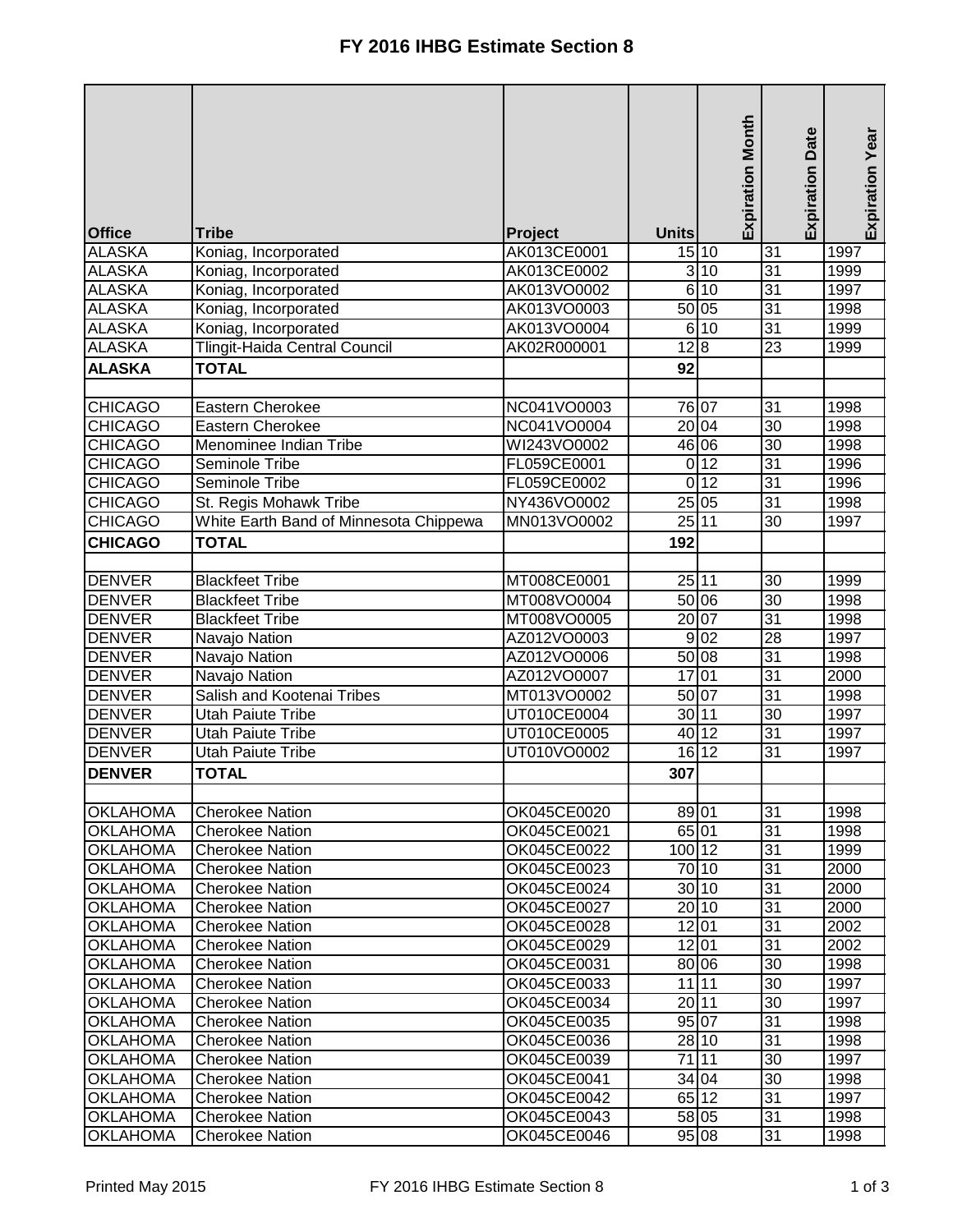# FY 2016 IHBG Estimate Section 8

| Office | Tribe | Project | Units | Expiration Month | Expiration Date | Expiration Year |
|---|---|---|---|---|---|---|
| ALASKA | Koniag, Incorporated | AK013CE0001 | 15 | 10 | 31 | 1997 |
| ALASKA | Koniag, Incorporated | AK013CE0002 | 3 | 10 | 31 | 1999 |
| ALASKA | Koniag, Incorporated | AK013VO0002 | 6 | 10 | 31 | 1997 |
| ALASKA | Koniag, Incorporated | AK013VO0003 | 50 | 05 | 31 | 1998 |
| ALASKA | Koniag, Incorporated | AK013VO0004 | 6 | 10 | 31 | 1999 |
| ALASKA | Tlingit-Haida Central Council | AK02R000001 | 12 | 8 | 23 | 1999 |
| **ALASKA** | **TOTAL** | | **92** | | | |
| | | | | | | |
| CHICAGO | Eastern Cherokee | NC041VO0003 | 76 | 07 | 31 | 1998 |
| CHICAGO | Eastern Cherokee | NC041VO0004 | 20 | 04 | 30 | 1998 |
| CHICAGO | Menominee Indian Tribe | WI243VO0002 | 46 | 06 | 30 | 1998 |
| CHICAGO | Seminole Tribe | FL059CE0001 | 0 | 12 | 31 | 1996 |
| CHICAGO | Seminole Tribe | FL059CE0002 | 0 | 12 | 31 | 1996 |
| CHICAGO | St. Regis Mohawk Tribe | NY436VO0002 | 25 | 05 | 31 | 1998 |
| CHICAGO | White Earth Band of Minnesota Chippewa | MN013VO0002 | 25 | 11 | 30 | 1997 |
| **CHICAGO** | **TOTAL** | | **192** | | | |
| | | | | | | |
| DENVER | Blackfeet Tribe | MT008CE0001 | 25 | 11 | 30 | 1999 |
| DENVER | Blackfeet Tribe | MT008VO0004 | 50 | 06 | 30 | 1998 |
| DENVER | Blackfeet Tribe | MT008VO0005 | 20 | 07 | 31 | 1998 |
| DENVER | Navajo Nation | AZ012VO0003 | 9 | 02 | 28 | 1997 |
| DENVER | Navajo Nation | AZ012VO0006 | 50 | 08 | 31 | 1998 |
| DENVER | Navajo Nation | AZ012VO0007 | 17 | 01 | 31 | 2000 |
| DENVER | Salish and Kootenai Tribes | MT013VO0002 | 50 | 07 | 31 | 1998 |
| DENVER | Utah Paiute Tribe | UT010CE0004 | 30 | 11 | 30 | 1997 |
| DENVER | Utah Paiute Tribe | UT010CE0005 | 40 | 12 | 31 | 1997 |
| DENVER | Utah Paiute Tribe | UT010VO0002 | 16 | 12 | 31 | 1997 |
| **DENVER** | **TOTAL** | | **307** | | | |
| | | | | | | |
| OKLAHOMA | Cherokee Nation | OK045CE0020 | 89 | 01 | 31 | 1998 |
| OKLAHOMA | Cherokee Nation | OK045CE0021 | 65 | 01 | 31 | 1998 |
| OKLAHOMA | Cherokee Nation | OK045CE0022 | 100 | 12 | 31 | 1999 |
| OKLAHOMA | Cherokee Nation | OK045CE0023 | 70 | 10 | 31 | 2000 |
| OKLAHOMA | Cherokee Nation | OK045CE0024 | 30 | 10 | 31 | 2000 |
| OKLAHOMA | Cherokee Nation | OK045CE0027 | 20 | 10 | 31 | 2000 |
| OKLAHOMA | Cherokee Nation | OK045CE0028 | 12 | 01 | 31 | 2002 |
| OKLAHOMA | Cherokee Nation | OK045CE0029 | 12 | 01 | 31 | 2002 |
| OKLAHOMA | Cherokee Nation | OK045CE0031 | 80 | 06 | 30 | 1998 |
| OKLAHOMA | Cherokee Nation | OK045CE0033 | 11 | 11 | 30 | 1997 |
| OKLAHOMA | Cherokee Nation | OK045CE0034 | 20 | 11 | 30 | 1997 |
| OKLAHOMA | Cherokee Nation | OK045CE0035 | 95 | 07 | 31 | 1998 |
| OKLAHOMA | Cherokee Nation | OK045CE0036 | 28 | 10 | 31 | 1998 |
| OKLAHOMA | Cherokee Nation | OK045CE0039 | 71 | 11 | 30 | 1997 |
| OKLAHOMA | Cherokee Nation | OK045CE0041 | 34 | 04 | 30 | 1998 |
| OKLAHOMA | Cherokee Nation | OK045CE0042 | 65 | 12 | 31 | 1997 |
| OKLAHOMA | Cherokee Nation | OK045CE0043 | 58 | 05 | 31 | 1998 |
| OKLAHOMA | Cherokee Nation | OK045CE0046 | 95 | 08 | 31 | 1998 |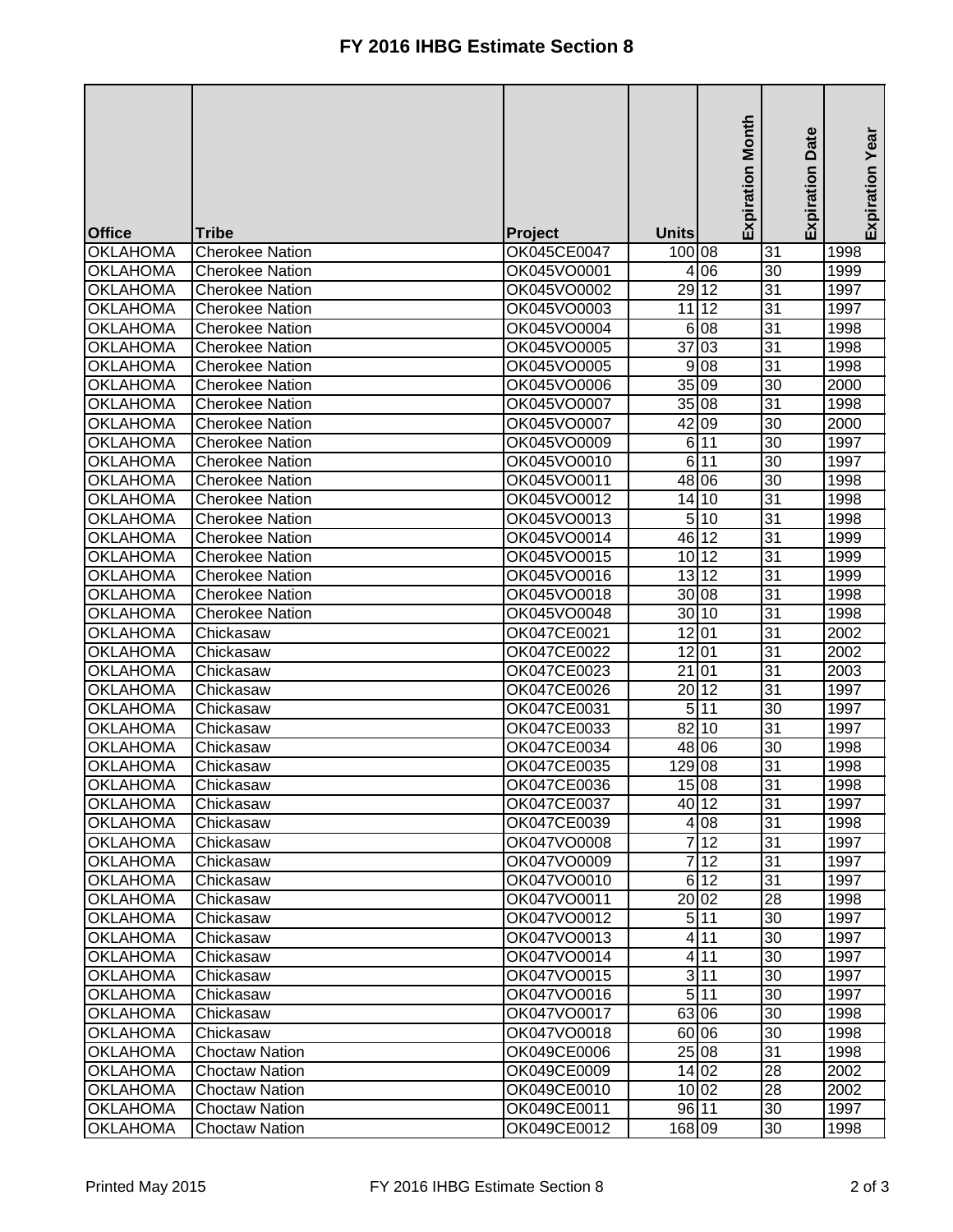# FY 2016 IHBG Estimate Section 8

| Office | Tribe | Project | Units | Expiration Month | Expiration Date | Expiration Year |
|---|---|---|---|---|---|---|
| OKLAHOMA | Cherokee Nation | OK045CE0047 | 100 | 08 | 31 | 1998 |
| OKLAHOMA | Cherokee Nation | OK045VO0001 | 4 | 06 | 30 | 1999 |
| OKLAHOMA | Cherokee Nation | OK045VO0002 | 29 | 12 | 31 | 1997 |
| OKLAHOMA | Cherokee Nation | OK045VO0003 | 11 | 12 | 31 | 1997 |
| OKLAHOMA | Cherokee Nation | OK045VO0004 | 6 | 08 | 31 | 1998 |
| OKLAHOMA | Cherokee Nation | OK045VO0005 | 37 | 03 | 31 | 1998 |
| OKLAHOMA | Cherokee Nation | OK045VO0005 | 9 | 08 | 31 | 1998 |
| OKLAHOMA | Cherokee Nation | OK045VO0006 | 35 | 09 | 30 | 2000 |
| OKLAHOMA | Cherokee Nation | OK045VO0007 | 35 | 08 | 31 | 1998 |
| OKLAHOMA | Cherokee Nation | OK045VO0007 | 42 | 09 | 30 | 2000 |
| OKLAHOMA | Cherokee Nation | OK045VO0009 | 6 | 11 | 30 | 1997 |
| OKLAHOMA | Cherokee Nation | OK045VO0010 | 6 | 11 | 30 | 1997 |
| OKLAHOMA | Cherokee Nation | OK045VO0011 | 48 | 06 | 30 | 1998 |
| OKLAHOMA | Cherokee Nation | OK045VO0012 | 14 | 10 | 31 | 1998 |
| OKLAHOMA | Cherokee Nation | OK045VO0013 | 5 | 10 | 31 | 1998 |
| OKLAHOMA | Cherokee Nation | OK045VO0014 | 46 | 12 | 31 | 1999 |
| OKLAHOMA | Cherokee Nation | OK045VO0015 | 10 | 12 | 31 | 1999 |
| OKLAHOMA | Cherokee Nation | OK045VO0016 | 13 | 12 | 31 | 1999 |
| OKLAHOMA | Cherokee Nation | OK045VO0018 | 30 | 08 | 31 | 1998 |
| OKLAHOMA | Cherokee Nation | OK045VO0048 | 30 | 10 | 31 | 1998 |
| OKLAHOMA | Chickasaw | OK047CE0021 | 12 | 01 | 31 | 2002 |
| OKLAHOMA | Chickasaw | OK047CE0022 | 12 | 01 | 31 | 2002 |
| OKLAHOMA | Chickasaw | OK047CE0023 | 21 | 01 | 31 | 2003 |
| OKLAHOMA | Chickasaw | OK047CE0026 | 20 | 12 | 31 | 1997 |
| OKLAHOMA | Chickasaw | OK047CE0031 | 5 | 11 | 30 | 1997 |
| OKLAHOMA | Chickasaw | OK047CE0033 | 82 | 10 | 31 | 1997 |
| OKLAHOMA | Chickasaw | OK047CE0034 | 48 | 06 | 30 | 1998 |
| OKLAHOMA | Chickasaw | OK047CE0035 | 129 | 08 | 31 | 1998 |
| OKLAHOMA | Chickasaw | OK047CE0036 | 15 | 08 | 31 | 1998 |
| OKLAHOMA | Chickasaw | OK047CE0037 | 40 | 12 | 31 | 1997 |
| OKLAHOMA | Chickasaw | OK047CE0039 | 4 | 08 | 31 | 1998 |
| OKLAHOMA | Chickasaw | OK047VO0008 | 7 | 12 | 31 | 1997 |
| OKLAHOMA | Chickasaw | OK047VO0009 | 7 | 12 | 31 | 1997 |
| OKLAHOMA | Chickasaw | OK047VO0010 | 6 | 12 | 31 | 1997 |
| OKLAHOMA | Chickasaw | OK047VO0011 | 20 | 02 | 28 | 1998 |
| OKLAHOMA | Chickasaw | OK047VO0012 | 5 | 11 | 30 | 1997 |
| OKLAHOMA | Chickasaw | OK047VO0013 | 4 | 11 | 30 | 1997 |
| OKLAHOMA | Chickasaw | OK047VO0014 | 4 | 11 | 30 | 1997 |
| OKLAHOMA | Chickasaw | OK047VO0015 | 3 | 11 | 30 | 1997 |
| OKLAHOMA | Chickasaw | OK047VO0016 | 5 | 11 | 30 | 1997 |
| OKLAHOMA | Chickasaw | OK047VO0017 | 63 | 06 | 30 | 1998 |
| OKLAHOMA | Chickasaw | OK047VO0018 | 60 | 06 | 30 | 1998 |
| OKLAHOMA | Choctaw Nation | OK049CE0006 | 25 | 08 | 31 | 1998 |
| OKLAHOMA | Choctaw Nation | OK049CE0009 | 14 | 02 | 28 | 2002 |
| OKLAHOMA | Choctaw Nation | OK049CE0010 | 10 | 02 | 28 | 2002 |
| OKLAHOMA | Choctaw Nation | OK049CE0011 | 96 | 11 | 30 | 1997 |
| OKLAHOMA | Choctaw Nation | OK049CE0012 | 168 | 09 | 30 | 1998 |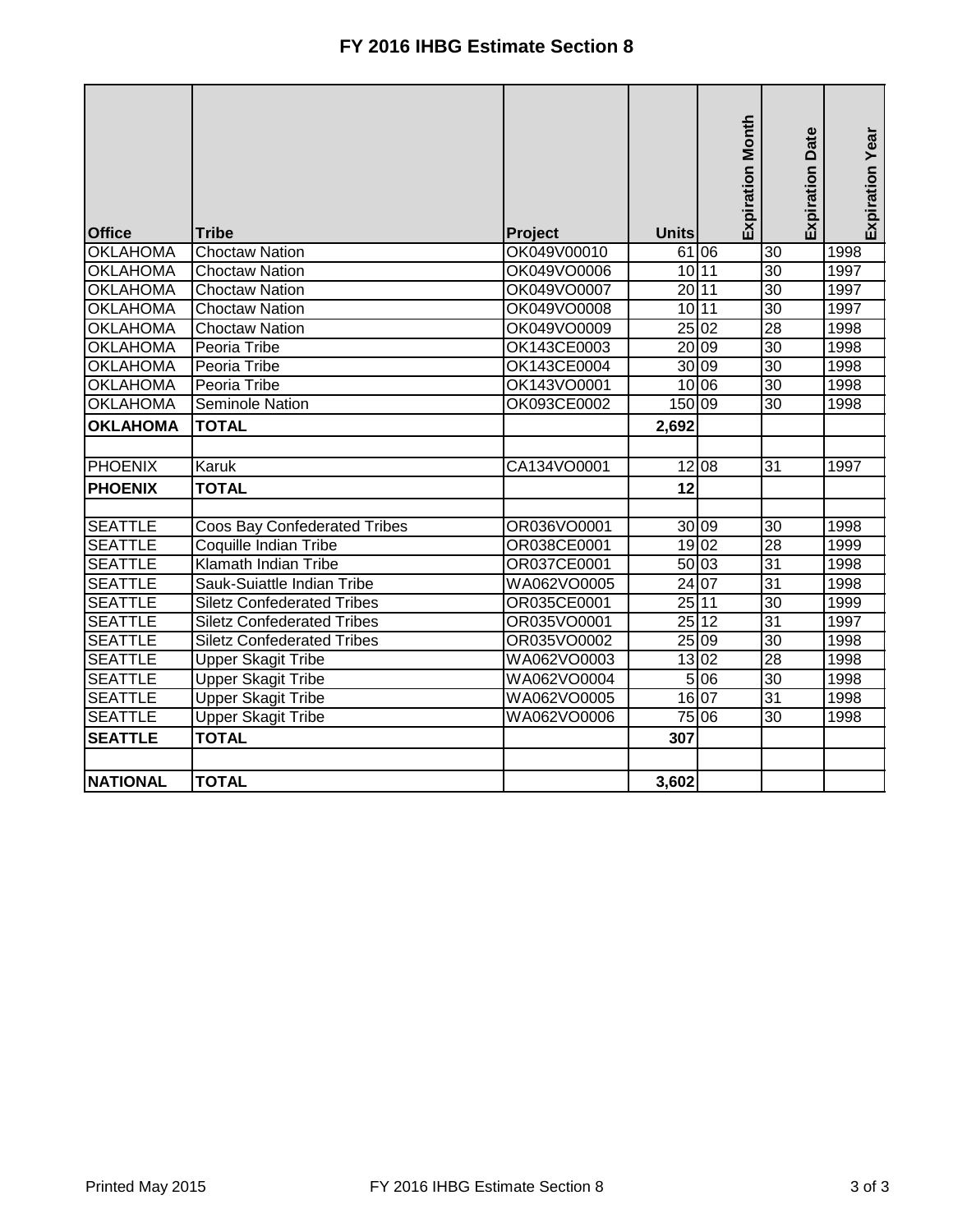# FY 2016 IHBG Estimate Section 8

| Office | Tribe | Project | Units | Expiration Month | Expiration Date | Expiration Year |
|---|---|---|---|---|---|---|
| OKLAHOMA | Choctaw Nation | OK049V00010 | 61 | 06 | 30 | 1998 |
| OKLAHOMA | Choctaw Nation | OK049VO0006 | 10 | 11 | 30 | 1997 |
| OKLAHOMA | Choctaw Nation | OK049VO0007 | 20 | 11 | 30 | 1997 |
| OKLAHOMA | Choctaw Nation | OK049VO0008 | 10 | 11 | 30 | 1997 |
| OKLAHOMA | Choctaw Nation | OK049VO0009 | 25 | 02 | 28 | 1998 |
| OKLAHOMA | Peoria Tribe | OK143CE0003 | 20 | 09 | 30 | 1998 |
| OKLAHOMA | Peoria Tribe | OK143CE0004 | 30 | 09 | 30 | 1998 |
| OKLAHOMA | Peoria Tribe | OK143VO0001 | 10 | 06 | 30 | 1998 |
| OKLAHOMA | Seminole Nation | OK093CE0002 | 150 | 09 | 30 | 1998 |
| **OKLAHOMA** | **TOTAL** | | **2,692** | | | |
| | | | | | | |
| PHOENIX | Karuk | CA134VO0001 | 12 | 08 | 31 | 1997 |
| **PHOENIX** | **TOTAL** | | **12** | | | |
| | | | | | | |
| SEATTLE | Coos Bay Confederated Tribes | OR036VO0001 | 30 | 09 | 30 | 1998 |
| SEATTLE | Coquille Indian Tribe | OR038CE0001 | 19 | 02 | 28 | 1999 |
| SEATTLE | Klamath Indian Tribe | OR037CE0001 | 50 | 03 | 31 | 1998 |
| SEATTLE | Sauk-Suiattle Indian Tribe | WA062VO0005 | 24 | 07 | 31 | 1998 |
| SEATTLE | Siletz Confederated Tribes | OR035CE0001 | 25 | 11 | 30 | 1999 |
| SEATTLE | Siletz Confederated Tribes | OR035VO0001 | 25 | 12 | 31 | 1997 |
| SEATTLE | Siletz Confederated Tribes | OR035VO0002 | 25 | 09 | 30 | 1998 |
| SEATTLE | Upper Skagit Tribe | WA062VO0003 | 13 | 02 | 28 | 1998 |
| SEATTLE | Upper Skagit Tribe | WA062VO0004 | 5 | 06 | 30 | 1998 |
| SEATTLE | Upper Skagit Tribe | WA062VO0005 | 16 | 07 | 31 | 1998 |
| SEATTLE | Upper Skagit Tribe | WA062VO0006 | 75 | 06 | 30 | 1998 |
| **SEATTLE** | **TOTAL** | | **307** | | | |
| | | | | | | |
| **NATIONAL** | **TOTAL** | | **3,602** | | | |

Printed May 2015